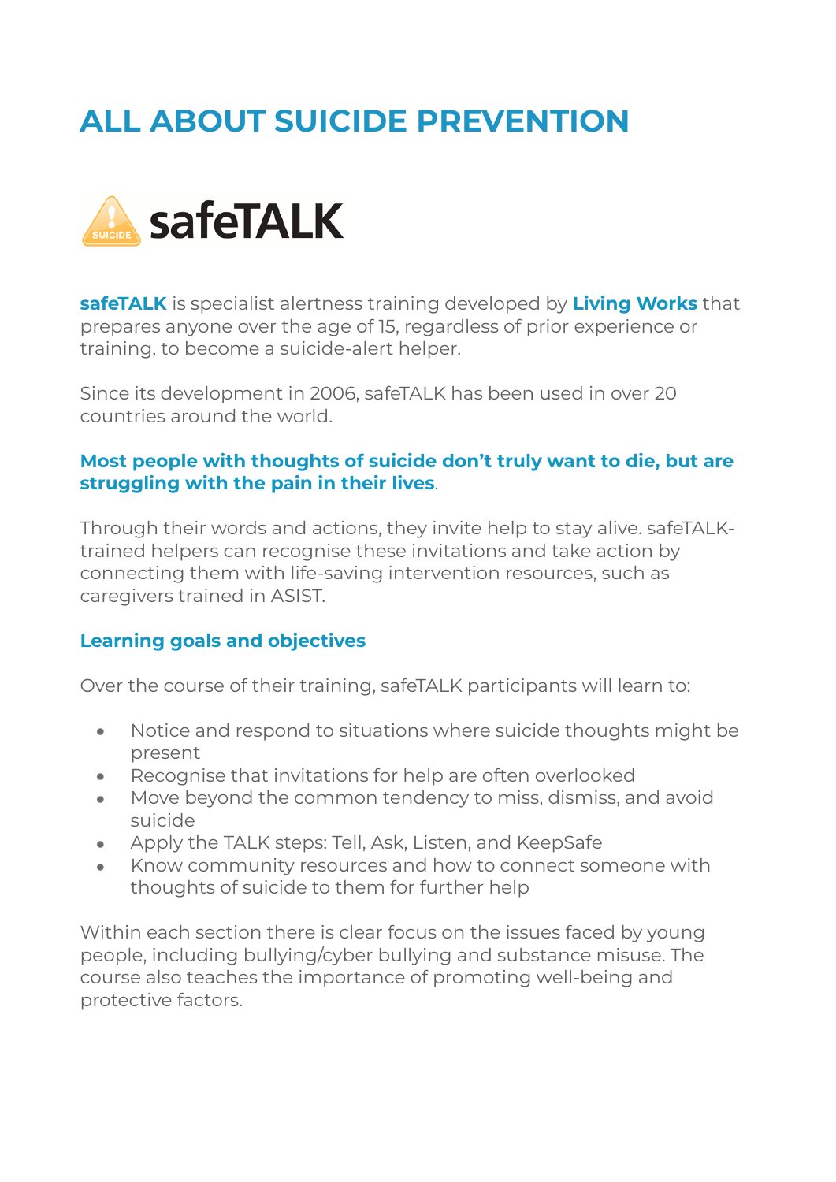# ALL ABOUT SUICIDE PREVENTION

## safeTALK

**safeTALK** is specialist alertness training developed by **Living Works** that prepares anyone over the age of 15, regardless of prior experience or training, to become a suicide-alert helper.

Since its development in 2006, safeTALK has been used in over 20 countries around the world.

**Most people with thoughts of suicide don't truly want to die, but are struggling with the pain in their lives**.

Through their words and actions, they invite help to stay alive. safeTALK-trained helpers can recognise these invitations and take action by connecting them with life-saving intervention resources, such as caregivers trained in ASIST.

### Learning goals and objectives

Over the course of their training, safeTALK participants will learn to:

- Notice and respond to situations where suicide thoughts might be present
- Recognise that invitations for help are often overlooked
- Move beyond the common tendency to miss, dismiss, and avoid suicide
- Apply the TALK steps: Tell, Ask, Listen, and KeepSafe
- Know community resources and how to connect someone with thoughts of suicide to them for further help

Within each section there is clear focus on the issues faced by young people, including bullying/cyber bullying and substance misuse. The course also teaches the importance of promoting well-being and protective factors.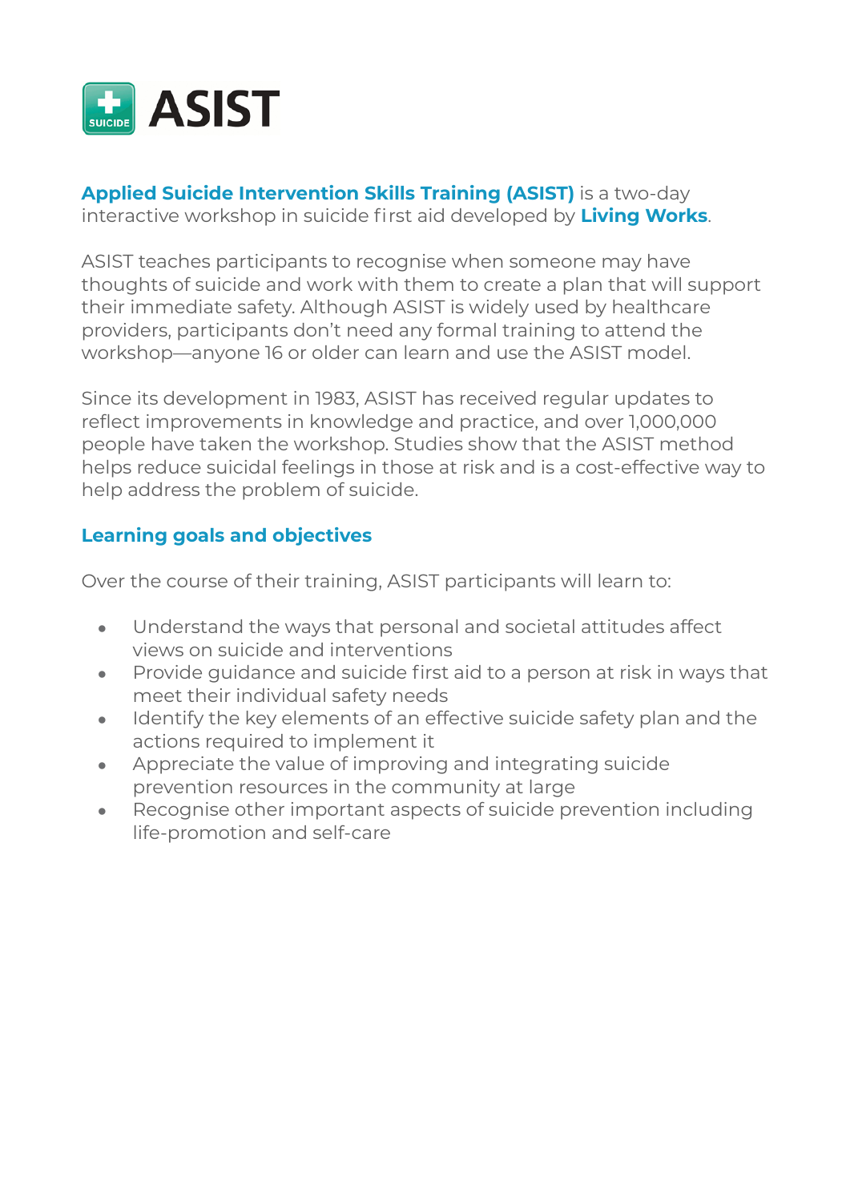# ASIST

**Applied Suicide Intervention Skills Training (ASIST)** is a two-day interactive workshop in suicide first aid developed by **Living Works**.

ASIST teaches participants to recognise when someone may have thoughts of suicide and work with them to create a plan that will support their immediate safety. Although ASIST is widely used by healthcare providers, participants don't need any formal training to attend the workshop—anyone 16 or older can learn and use the ASIST model.

Since its development in 1983, ASIST has received regular updates to reflect improvements in knowledge and practice, and over 1,000,000 people have taken the workshop. Studies show that the ASIST method helps reduce suicidal feelings in those at risk and is a cost-effective way to help address the problem of suicide.

## Learning goals and objectives

Over the course of their training, ASIST participants will learn to:

- Understand the ways that personal and societal attitudes affect views on suicide and interventions
- Provide guidance and suicide first aid to a person at risk in ways that meet their individual safety needs
- Identify the key elements of an effective suicide safety plan and the actions required to implement it
- Appreciate the value of improving and integrating suicide prevention resources in the community at large
- Recognise other important aspects of suicide prevention including life-promotion and self-care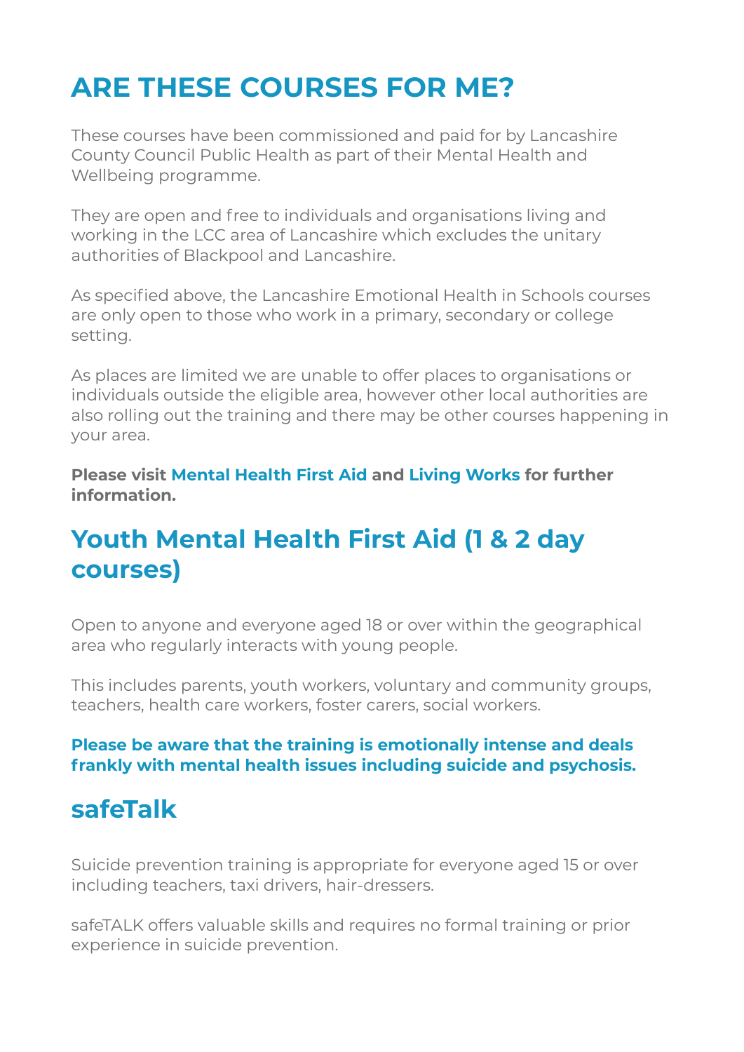# ARE THESE COURSES FOR ME?

These courses have been commissioned and paid for by Lancashire County Council Public Health as part of their Mental Health and Wellbeing programme.

They are open and free to individuals and organisations living and working in the LCC area of Lancashire which excludes the unitary authorities of Blackpool and Lancashire.

As specified above, the Lancashire Emotional Health in Schools courses are only open to those who work in a primary, secondary or college setting.

As places are limited we are unable to offer places to organisations or individuals outside the eligible area, however other local authorities are also rolling out the training and there may be other courses happening in your area.

**Please visit Mental Health First Aid and Living Works for further information.**

## Youth Mental Health First Aid (1 & 2 day courses)

Open to anyone and everyone aged 18 or over within the geographical area who regularly interacts with young people.

This includes parents, youth workers, voluntary and community groups, teachers, health care workers, foster carers, social workers.

**Please be aware that the training is emotionally intense and deals frankly with mental health issues including suicide and psychosis.**

## safeTalk

Suicide prevention training is appropriate for everyone aged 15 or over including teachers, taxi drivers, hair-dressers.

safeTALK offers valuable skills and requires no formal training or prior experience in suicide prevention.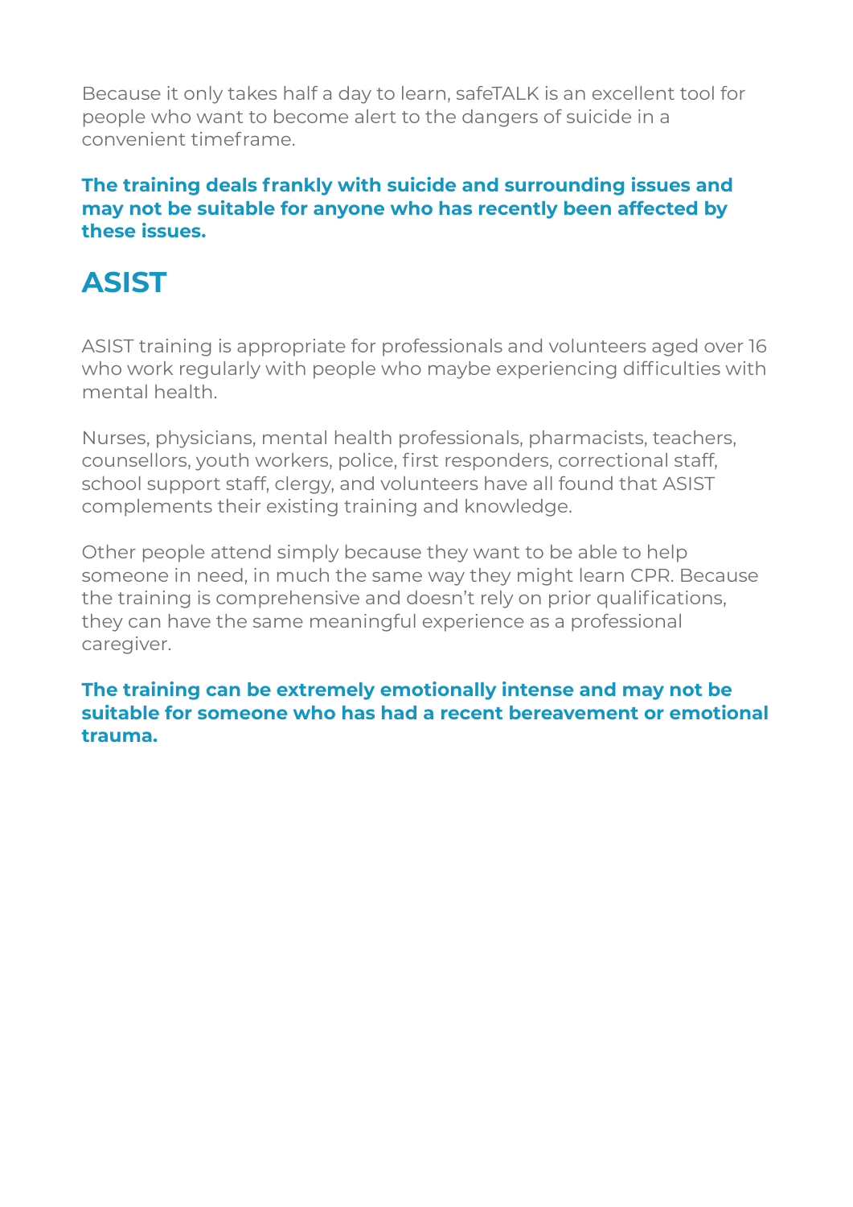Because it only takes half a day to learn, safeTALK is an excellent tool for people who want to become alert to the dangers of suicide in a convenient timeframe.

**The training deals frankly with suicide and surrounding issues and may not be suitable for anyone who has recently been affected by these issues.**

## ASIST

ASIST training is appropriate for professionals and volunteers aged over 16 who work regularly with people who maybe experiencing difficulties with mental health.

Nurses, physicians, mental health professionals, pharmacists, teachers, counsellors, youth workers, police, first responders, correctional staff, school support staff, clergy, and volunteers have all found that ASIST complements their existing training and knowledge.

Other people attend simply because they want to be able to help someone in need, in much the same way they might learn CPR. Because the training is comprehensive and doesn't rely on prior qualifications, they can have the same meaningful experience as a professional caregiver.

**The training can be extremely emotionally intense and may not be suitable for someone who has had a recent bereavement or emotional trauma.**